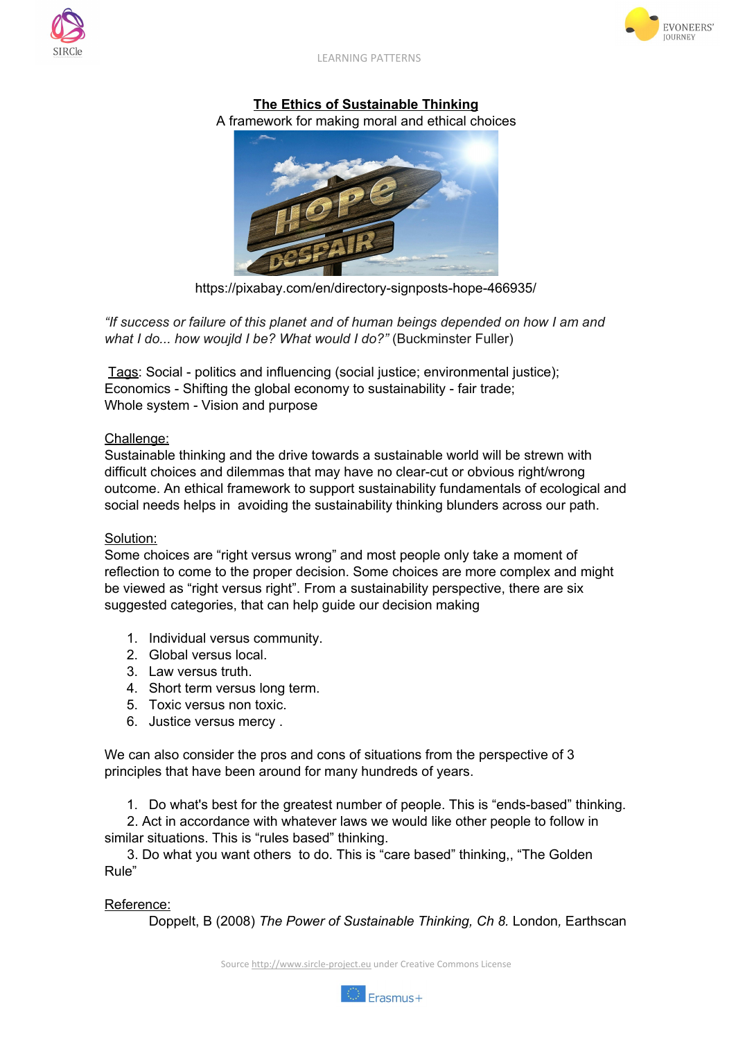# The Ethics of Sustainable Thinking

A framework for making moral and ethical choices

https://pixabay.com/en/directory-signposts-hope-466935/

*"If success or failure of this planet and of human beings depended on how I am and what I do... how woujld I be? What would I do?"* (Buckminster Fuller)

Tags: Social - politics and influencing (social justice; environmental justice); Economics - Shifting the global economy to sustainability - fair trade; Whole system - Vision and purpose

## Challenge:

Sustainable thinking and the drive towards a sustainable world will be strewn with difficult choices and dilemmas that may have no clear-cut or obvious right/wrong outcome. An ethical framework to support sustainability fundamentals of ecological and social needs helps in avoiding the sustainability thinking blunders across our path.

## Solution:

Some choices are "right versus wrong" and most people only take a moment of reflection to come to the proper decision. Some choices are more complex and might be viewed as "right versus right". From a sustainability perspective, there are six suggested categories, that can help guide our decision making

1. Individual versus community.
2. Global versus local.
3. Law versus truth.
4. Short term versus long term.
5. Toxic versus non toxic.
6. Justice versus mercy .

We can also consider the pros and cons of situations from the perspective of 3 principles that have been around for many hundreds of years.

1. Do what's best for the greatest number of people. This is "ends-based" thinking.
2. Act in accordance with whatever laws we would like other people to follow in similar situations. This is "rules based" thinking.
3. Do what you want others to do. This is "care based" thinking,, "The Golden Rule"

## Reference:

Doppelt, B (2008) *The Power of Sustainable Thinking, Ch 8.* London, Earthscan

Source http://www.sircle-project.eu under Creative Commons License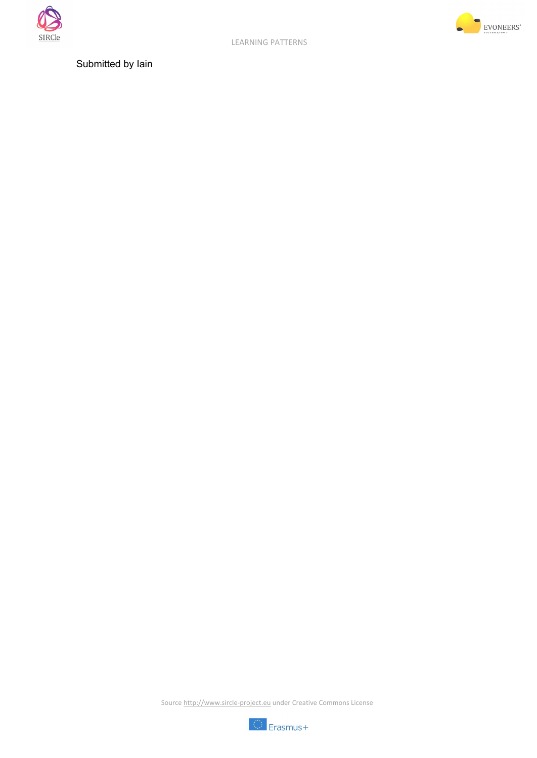Submitted by Iain